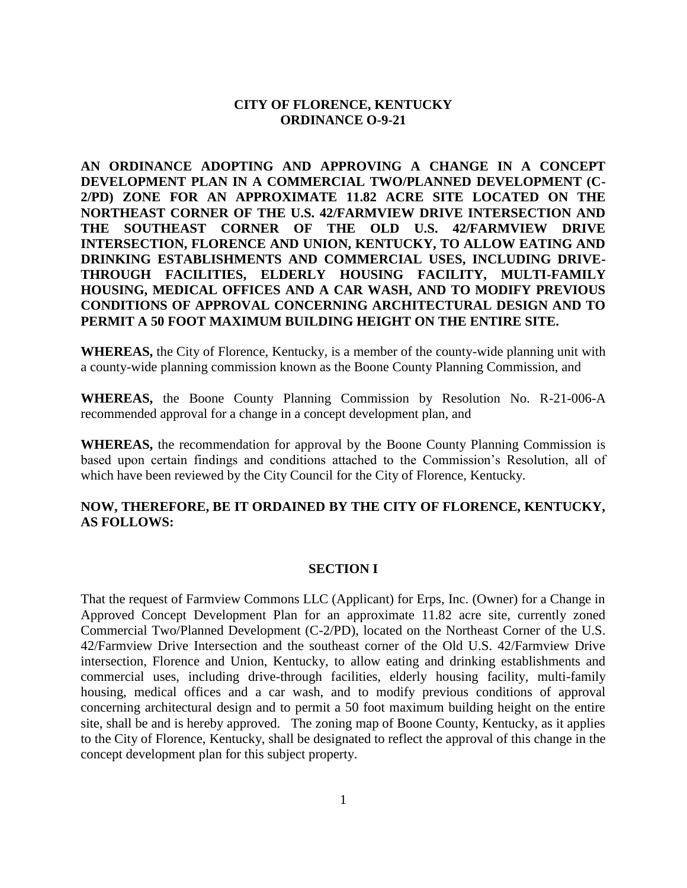**CITY OF FLORENCE, KENTUCKY**
**ORDINANCE O-9-21**

**AN ORDINANCE ADOPTING AND APPROVING A CHANGE IN A CONCEPT DEVELOPMENT PLAN IN A COMMERCIAL TWO/PLANNED DEVELOPMENT (C-2/PD) ZONE FOR AN APPROXIMATE 11.82 ACRE SITE LOCATED ON THE NORTHEAST CORNER OF THE U.S. 42/FARMVIEW DRIVE INTERSECTION AND THE SOUTHEAST CORNER OF THE OLD U.S. 42/FARMVIEW DRIVE INTERSECTION, FLORENCE AND UNION, KENTUCKY, TO ALLOW EATING AND DRINKING ESTABLISHMENTS AND COMMERCIAL USES, INCLUDING DRIVE-THROUGH FACILITIES, ELDERLY HOUSING FACILITY, MULTI-FAMILY HOUSING, MEDICAL OFFICES AND A CAR WASH, AND TO MODIFY PREVIOUS CONDITIONS OF APPROVAL CONCERNING ARCHITECTURAL DESIGN AND TO PERMIT A 50 FOOT MAXIMUM BUILDING HEIGHT ON THE ENTIRE SITE.**

**WHEREAS,** the City of Florence, Kentucky, is a member of the county-wide planning unit with a county-wide planning commission known as the Boone County Planning Commission, and

**WHEREAS,** the Boone County Planning Commission by Resolution No. R-21-006-A recommended approval for a change in a concept development plan, and

**WHEREAS,** the recommendation for approval by the Boone County Planning Commission is based upon certain findings and conditions attached to the Commission's Resolution, all of which have been reviewed by the City Council for the City of Florence, Kentucky.

**NOW, THEREFORE, BE IT ORDAINED BY THE CITY OF FLORENCE, KENTUCKY, AS FOLLOWS:**

## SECTION I

That the request of Farmview Commons LLC (Applicant) for Erps, Inc. (Owner) for a Change in Approved Concept Development Plan for an approximate 11.82 acre site, currently zoned Commercial Two/Planned Development (C-2/PD), located on the Northeast Corner of the U.S. 42/Farmview Drive Intersection and the southeast corner of the Old U.S. 42/Farmview Drive intersection, Florence and Union, Kentucky, to allow eating and drinking establishments and commercial uses, including drive-through facilities, elderly housing facility, multi-family housing, medical offices and a car wash, and to modify previous conditions of approval concerning architectural design and to permit a 50 foot maximum building height on the entire site, shall be and is hereby approved. The zoning map of Boone County, Kentucky, as it applies to the City of Florence, Kentucky, shall be designated to reflect the approval of this change in the concept development plan for this subject property.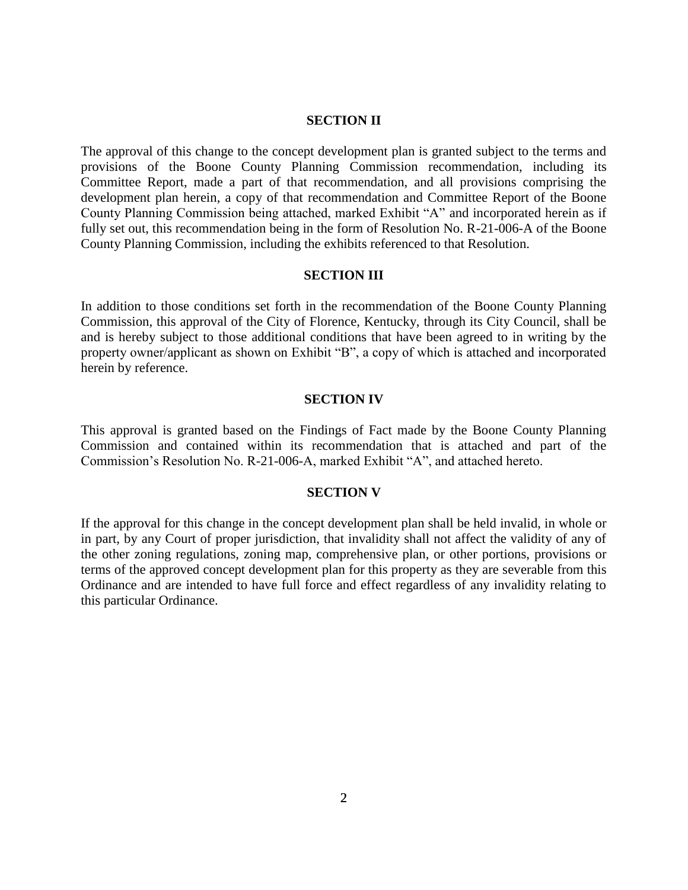## SECTION II

The approval of this change to the concept development plan is granted subject to the terms and provisions of the Boone County Planning Commission recommendation, including its Committee Report, made a part of that recommendation, and all provisions comprising the development plan herein, a copy of that recommendation and Committee Report of the Boone County Planning Commission being attached, marked Exhibit "A" and incorporated herein as if fully set out, this recommendation being in the form of Resolution No. R-21-006-A of the Boone County Planning Commission, including the exhibits referenced to that Resolution.

## SECTION III

In addition to those conditions set forth in the recommendation of the Boone County Planning Commission, this approval of the City of Florence, Kentucky, through its City Council, shall be and is hereby subject to those additional conditions that have been agreed to in writing by the property owner/applicant as shown on Exhibit "B", a copy of which is attached and incorporated herein by reference.

## SECTION IV

This approval is granted based on the Findings of Fact made by the Boone County Planning Commission and contained within its recommendation that is attached and part of the Commission's Resolution No. R-21-006-A, marked Exhibit "A", and attached hereto.

## SECTION V

If the approval for this change in the concept development plan shall be held invalid, in whole or in part, by any Court of proper jurisdiction, that invalidity shall not affect the validity of any of the other zoning regulations, zoning map, comprehensive plan, or other portions, provisions or terms of the approved concept development plan for this property as they are severable from this Ordinance and are intended to have full force and effect regardless of any invalidity relating to this particular Ordinance.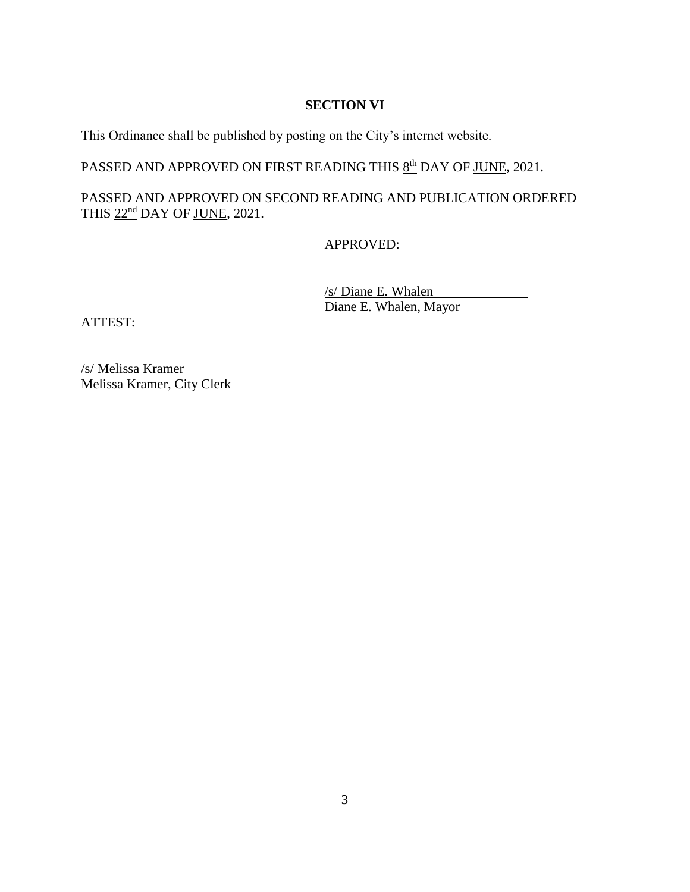## SECTION VI

This Ordinance shall be published by posting on the City's internet website.

PASSED AND APPROVED ON FIRST READING THIS 8th DAY OF JUNE, 2021.

PASSED AND APPROVED ON SECOND READING AND PUBLICATION ORDERED THIS 22nd DAY OF JUNE, 2021.

APPROVED:

/s/ Diane E. Whalen
Diane E. Whalen, Mayor

ATTEST:

/s/ Melissa Kramer
Melissa Kramer, City Clerk